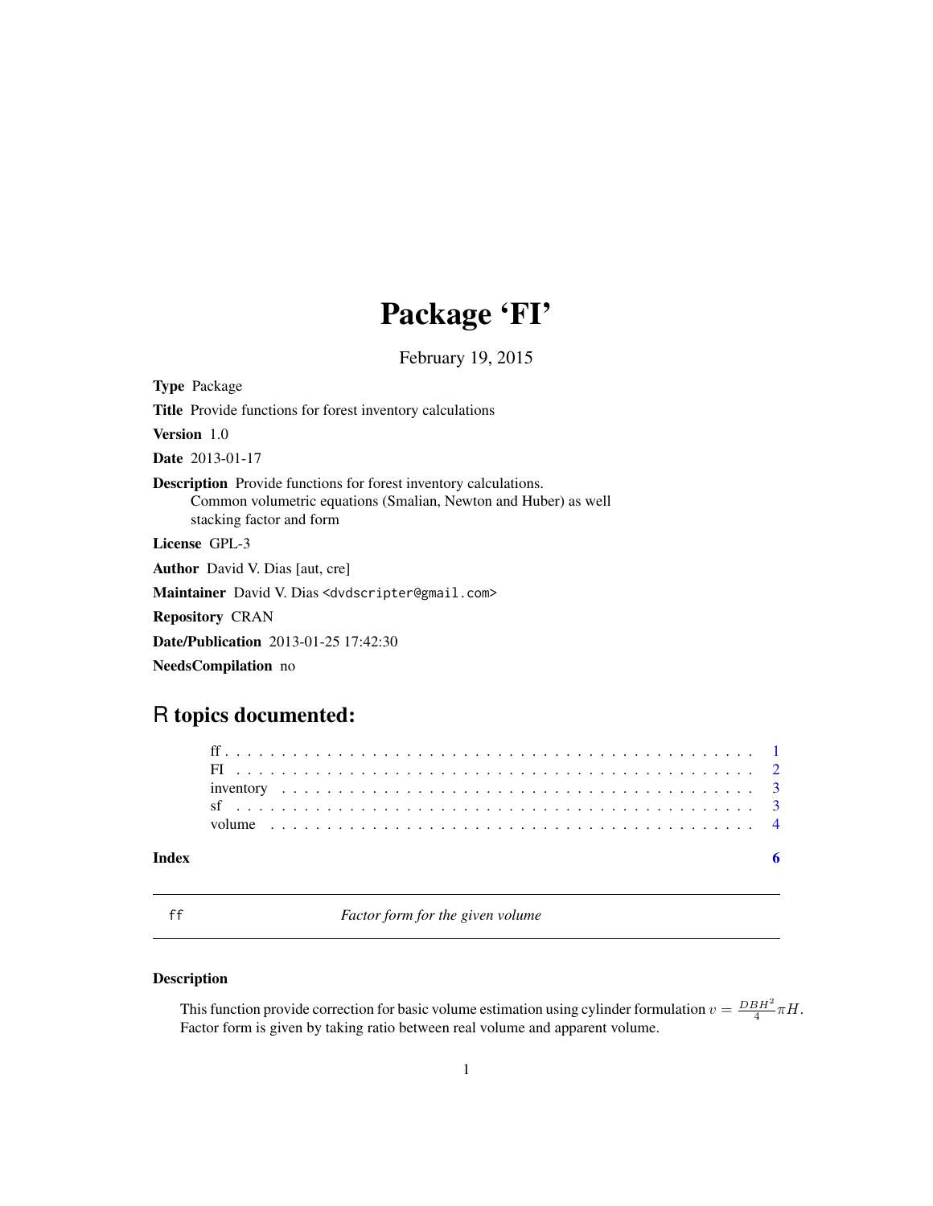# Package 'FI'

February 19, 2015

**Type** Package

**Title** Provide functions for forest inventory calculations

**Version** 1.0

**Date** 2013-01-17

**Description** Provide functions for forest inventory calculations.
Common volumetric equations (Smalian, Newton and Huber) as well
stacking factor and form

**License** GPL-3

**Author** David V. Dias [aut, cre]

**Maintainer** David V. Dias <dvdscripter@gmail.com>

**Repository** CRAN

**Date/Publication** 2013-01-25 17:42:30

**NeedsCompilation** no

## R topics documented:

- ff . . . . . . . . . . . . . . . . . . . . . . . . . . . . . . . . . . . . . . . . . . . . . 1
- FI . . . . . . . . . . . . . . . . . . . . . . . . . . . . . . . . . . . . . . . . . . . . . 2
- inventory . . . . . . . . . . . . . . . . . . . . . . . . . . . . . . . . . . . . . . . . . 3
- sf . . . . . . . . . . . . . . . . . . . . . . . . . . . . . . . . . . . . . . . . . . . . . 3
- volume . . . . . . . . . . . . . . . . . . . . . . . . . . . . . . . . . . . . . . . . . . 4

**Index** 6

---

`ff` *Factor form for the given volume*

---

### Description

This function provide correction for basic volume estimation using cylinder formulation $v = \frac{DBH^2}{4}\pi H$. Factor form is given by taking ratio between real volume and apparent volume.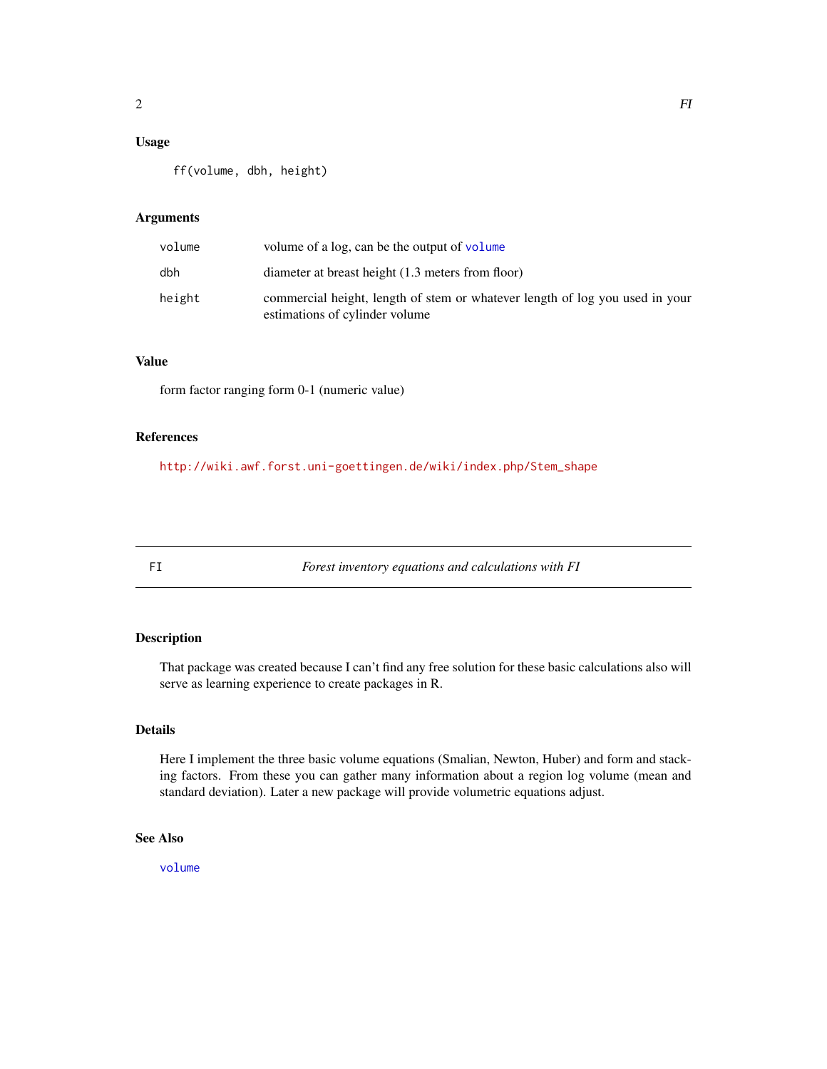### Usage

```
ff(volume, dbh, height)
```

### Arguments

| | |
|---|---|
| volume | volume of a log, can be the output of volume |
| dbh | diameter at breast height (1.3 meters from floor) |
| height | commercial height, length of stem or whatever length of log you used in your estimations of cylinder volume |

### Value

form factor ranging form 0-1 (numeric value)

### References

http://wiki.awf.forst.uni-goettingen.de/wiki/index.php/Stem_shape

---

## FI — *Forest inventory equations and calculations with FI*

### Description

That package was created because I can't find any free solution for these basic calculations also will serve as learning experience to create packages in R.

### Details

Here I implement the three basic volume equations (Smalian, Newton, Huber) and form and stacking factors. From these you can gather many information about a region log volume (mean and standard deviation). Later a new package will provide volumetric equations adjust.

### See Also

volume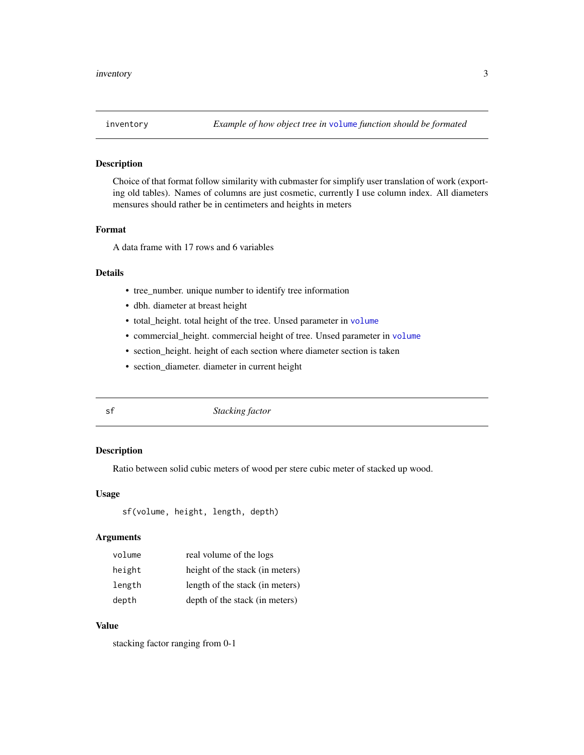## inventory — *Example of how object tree in `volume` function should be formated*

### Description

Choice of that format follow similarity with cubmaster for simplify user translation of work (exporting old tables). Names of columns are just cosmetic, currently I use column index. All diameters mensures should rather be in centimeters and heights in meters

### Format

A data frame with 17 rows and 6 variables

### Details

- tree_number. unique number to identify tree information
- dbh. diameter at breast height
- total_height. total height of the tree. Unsed parameter in `volume`
- commercial_height. commercial height of tree. Unsed parameter in `volume`
- section_height. height of each section where diameter section is taken
- section_diameter. diameter in current height

## sf — *Stacking factor*

### Description

Ratio between solid cubic meters of wood per stere cubic meter of stacked up wood.

### Usage

```
sf(volume, height, length, depth)
```

### Arguments

| | |
|---|---|
| `volume` | real volume of the logs |
| `height` | height of the stack (in meters) |
| `length` | length of the stack (in meters) |
| `depth` | depth of the stack (in meters) |

### Value

stacking factor ranging from 0-1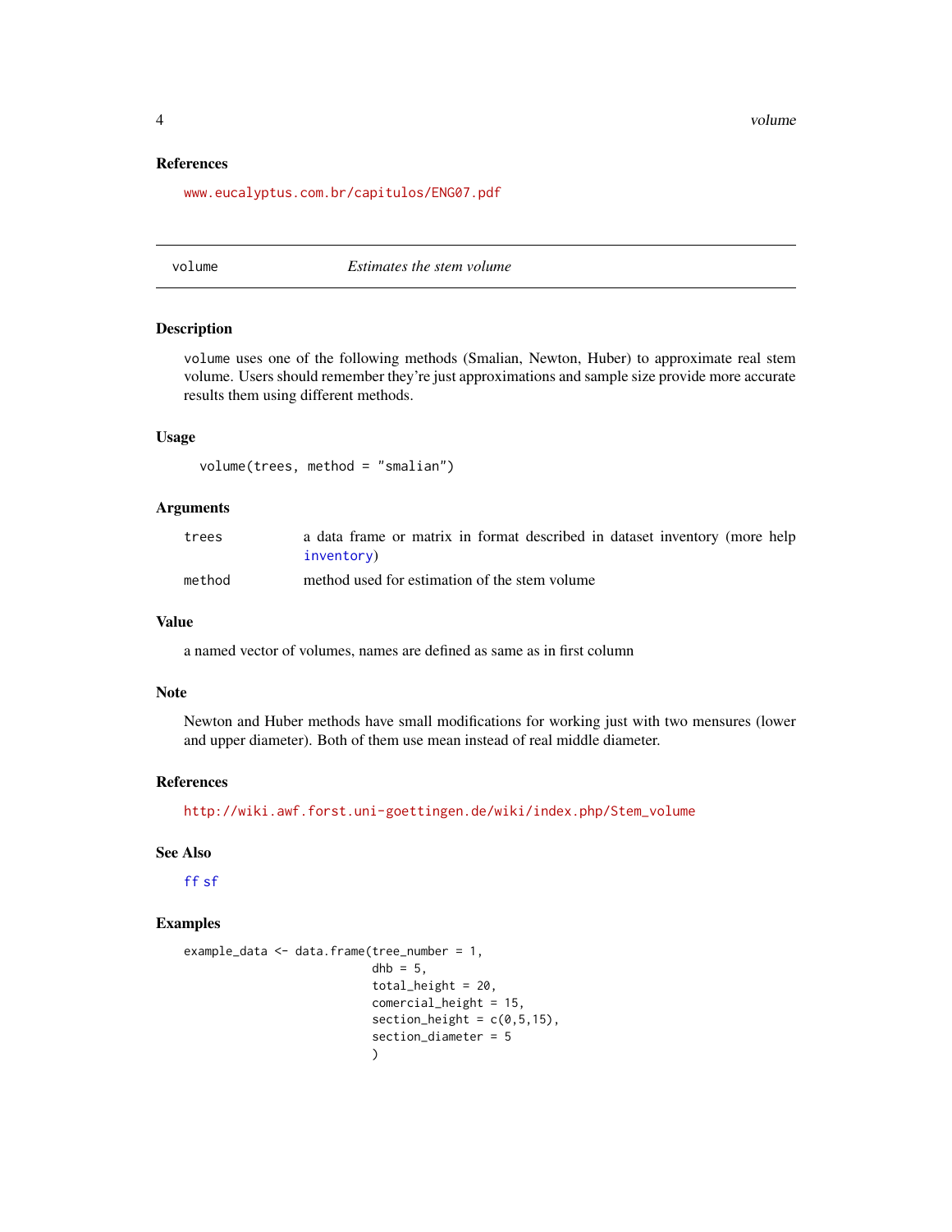## References

www.eucalyptus.com.br/capitulos/ENG07.pdf

---

## volume — *Estimates the stem volume*

---

### Description

`volume` uses one of the following methods (Smalian, Newton, Huber) to approximate real stem volume. Users should remember they're just approximations and sample size provide more accurate results them using different methods.

### Usage

```
volume(trees, method = "smalian")
```

### Arguments

| | |
|---|---|
| `trees` | a data frame or matrix in format described in dataset inventory (more help `inventory`) |
| `method` | method used for estimation of the stem volume |

### Value

a named vector of volumes, names are defined as same as in first column

### Note

Newton and Huber methods have small modifications for working just with two mensures (lower and upper diameter). Both of them use mean instead of real middle diameter.

### References

http://wiki.awf.forst.uni-goettingen.de/wiki/index.php/Stem_volume

### See Also

`ff` `sf`

### Examples

```
example_data <- data.frame(tree_number = 1,
                           dhb = 5,
                           total_height = 20,
                           comercial_height = 15,
                           section_height = c(0,5,15),
                           section_diameter = 5
                           )
```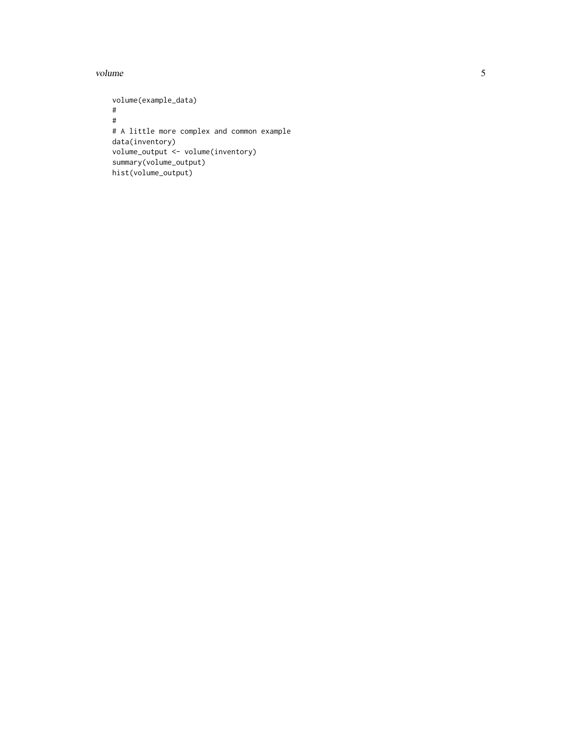```
volume(example_data)
#
#
# A little more complex and common example
data(inventory)
volume_output <- volume(inventory)
summary(volume_output)
hist(volume_output)
```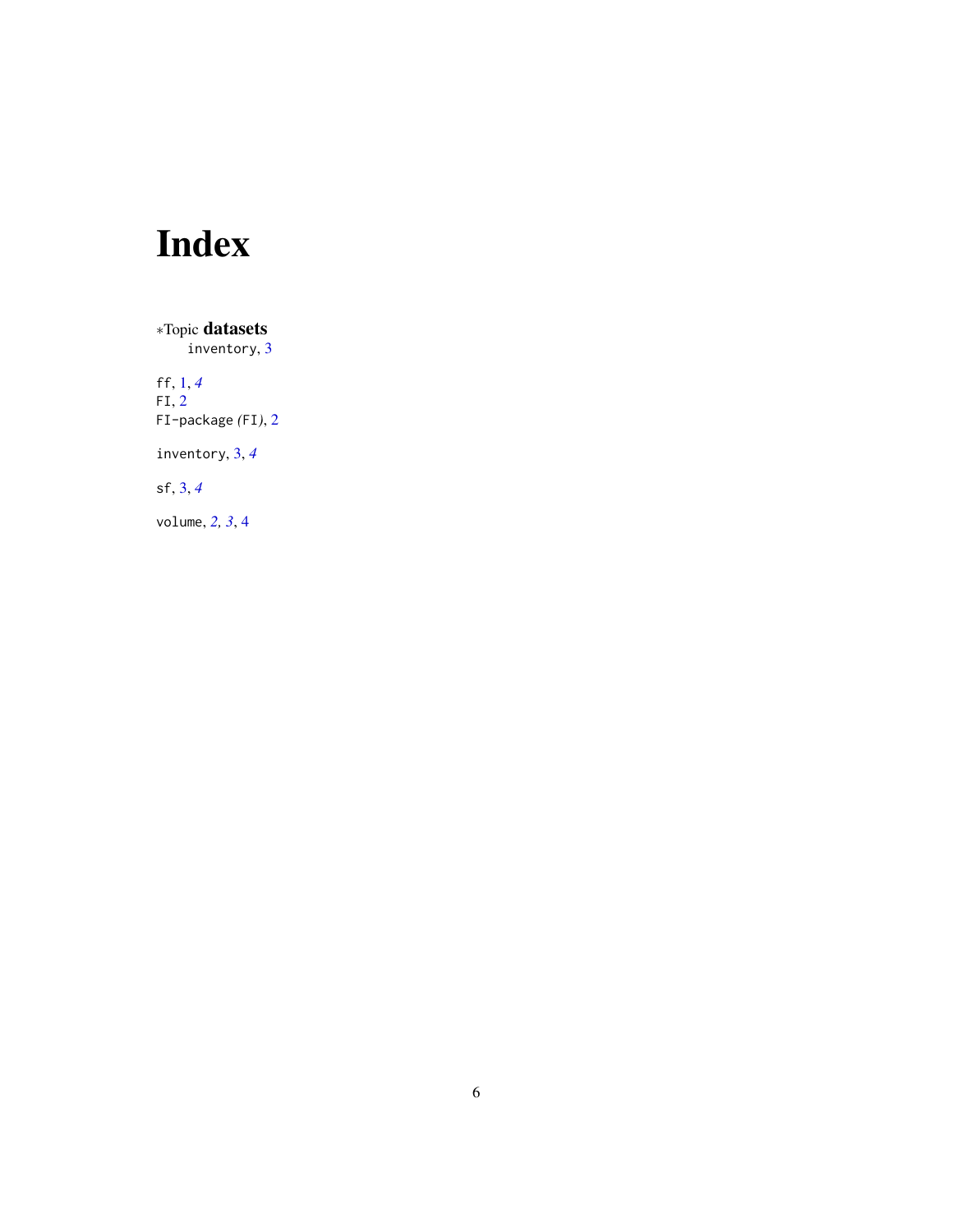# Index

*Topic **datasets**
    inventory, 3

ff, 1, *4*
FI, 2
FI-package *(*FI*)*, 2

inventory, 3, *4*

sf, 3, *4*

volume, *2, 3*, 4